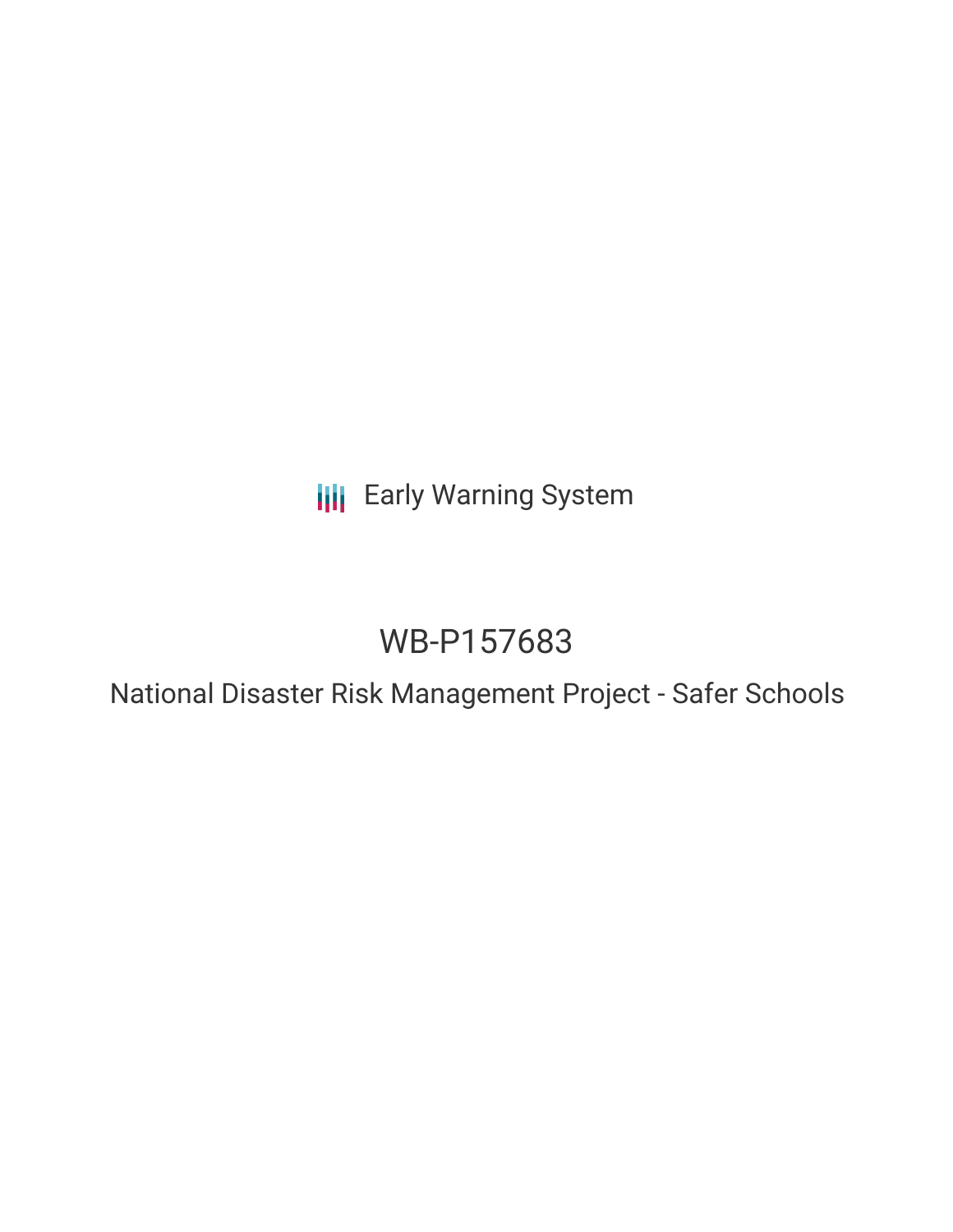Early Warning System

# WB-P157683

## National Disaster Risk Management Project - Safer Schools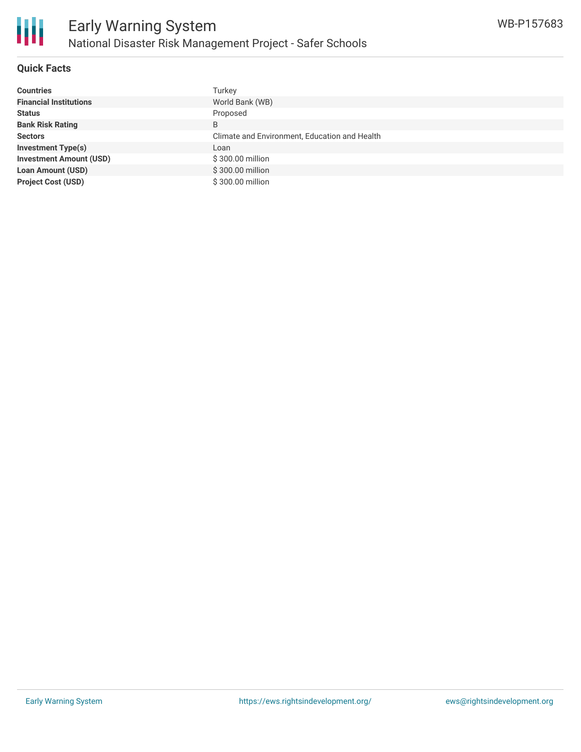## Quick Facts

| | |
|---|---|
| **Countries** | Turkey |
| **Financial Institutions** | World Bank (WB) |
| **Status** | Proposed |
| **Bank Risk Rating** | B |
| **Sectors** | Climate and Environment, Education and Health |
| **Investment Type(s)** | Loan |
| **Investment Amount (USD)** | $ 300.00 million |
| **Loan Amount (USD)** | $ 300.00 million |
| **Project Cost (USD)** | $ 300.00 million |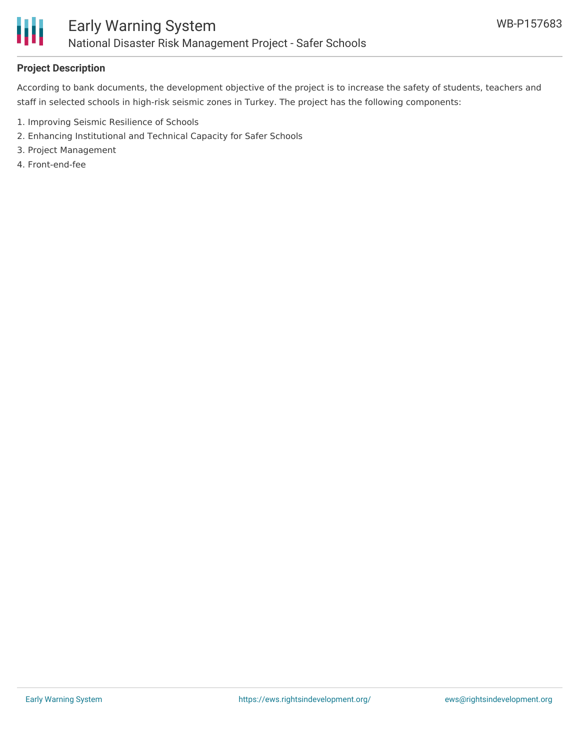## Project Description

According to bank documents, the development objective of the project is to increase the safety of students, teachers and staff in selected schools in high-risk seismic zones in Turkey. The project has the following components:

1. Improving Seismic Resilience of Schools
2. Enhancing Institutional and Technical Capacity for Safer Schools
3. Project Management
4. Front-end-fee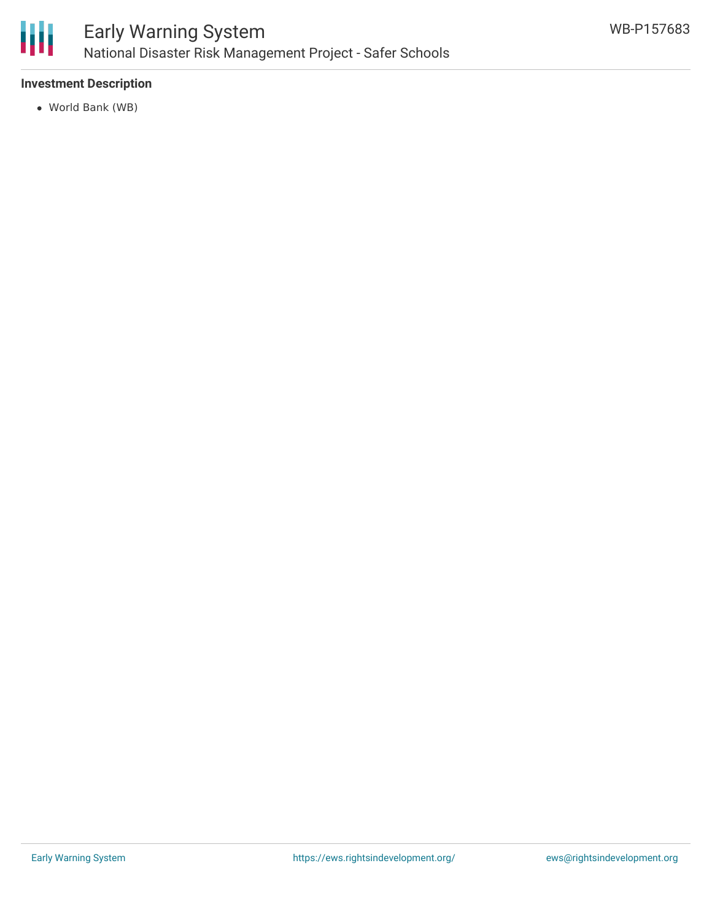### Investment Description

- World Bank (WB)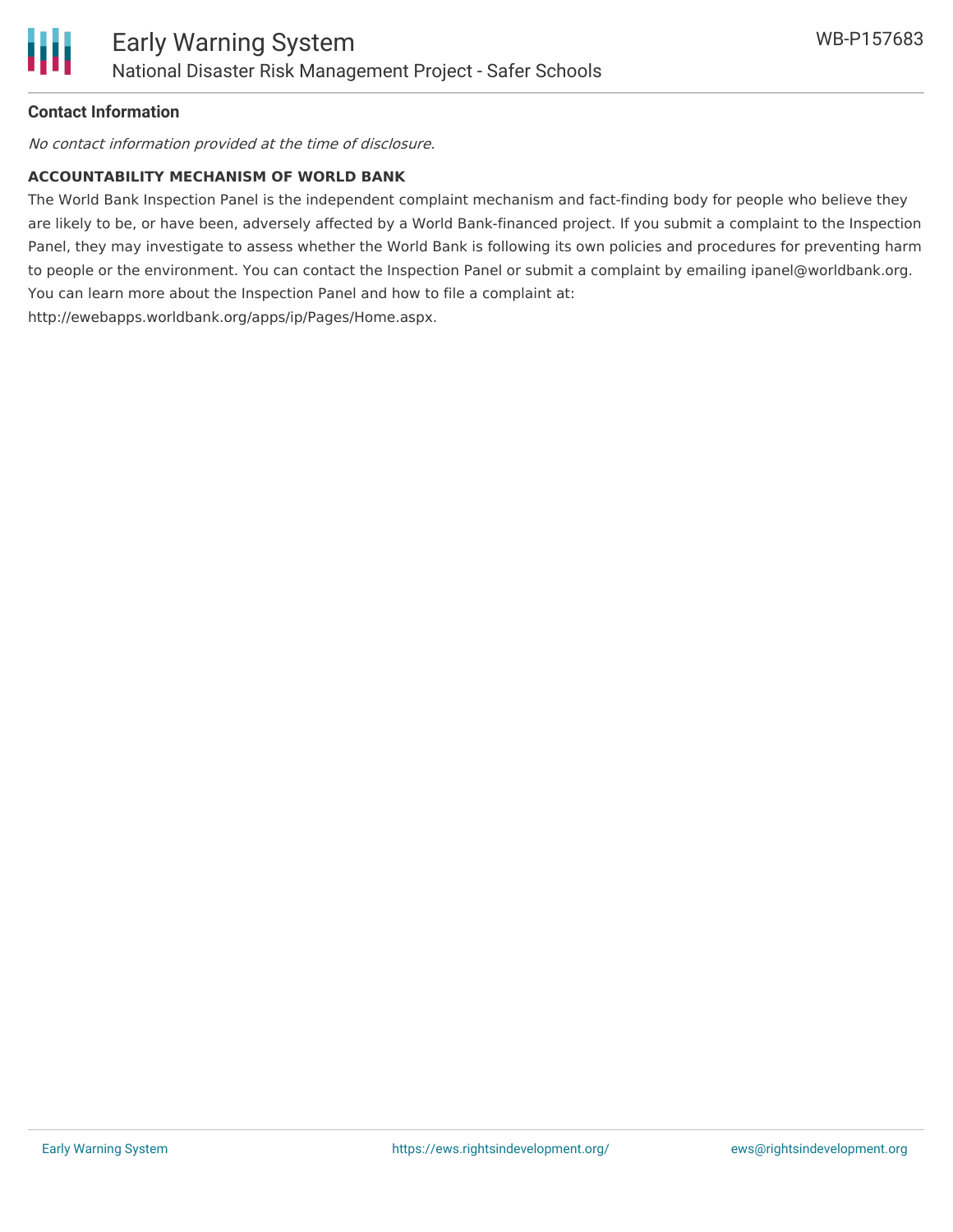**Contact Information**

*No contact information provided at the time of disclosure.*

**ACCOUNTABILITY MECHANISM OF WORLD BANK**

The World Bank Inspection Panel is the independent complaint mechanism and fact-finding body for people who believe they are likely to be, or have been, adversely affected by a World Bank-financed project. If you submit a complaint to the Inspection Panel, they may investigate to assess whether the World Bank is following its own policies and procedures for preventing harm to people or the environment. You can contact the Inspection Panel or submit a complaint by emailing ipanel@worldbank.org. You can learn more about the Inspection Panel and how to file a complaint at: http://ewebapps.worldbank.org/apps/ip/Pages/Home.aspx.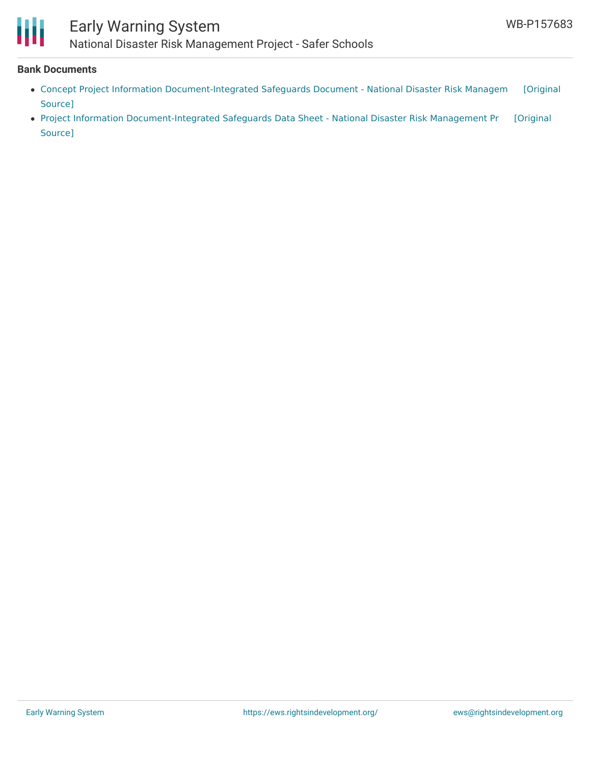**Bank Documents**

- Concept Project Information Document-Integrated Safeguards Document - National Disaster Risk Managem [Original Source]
- Project Information Document-Integrated Safeguards Data Sheet - National Disaster Risk Management Pr [Original Source]